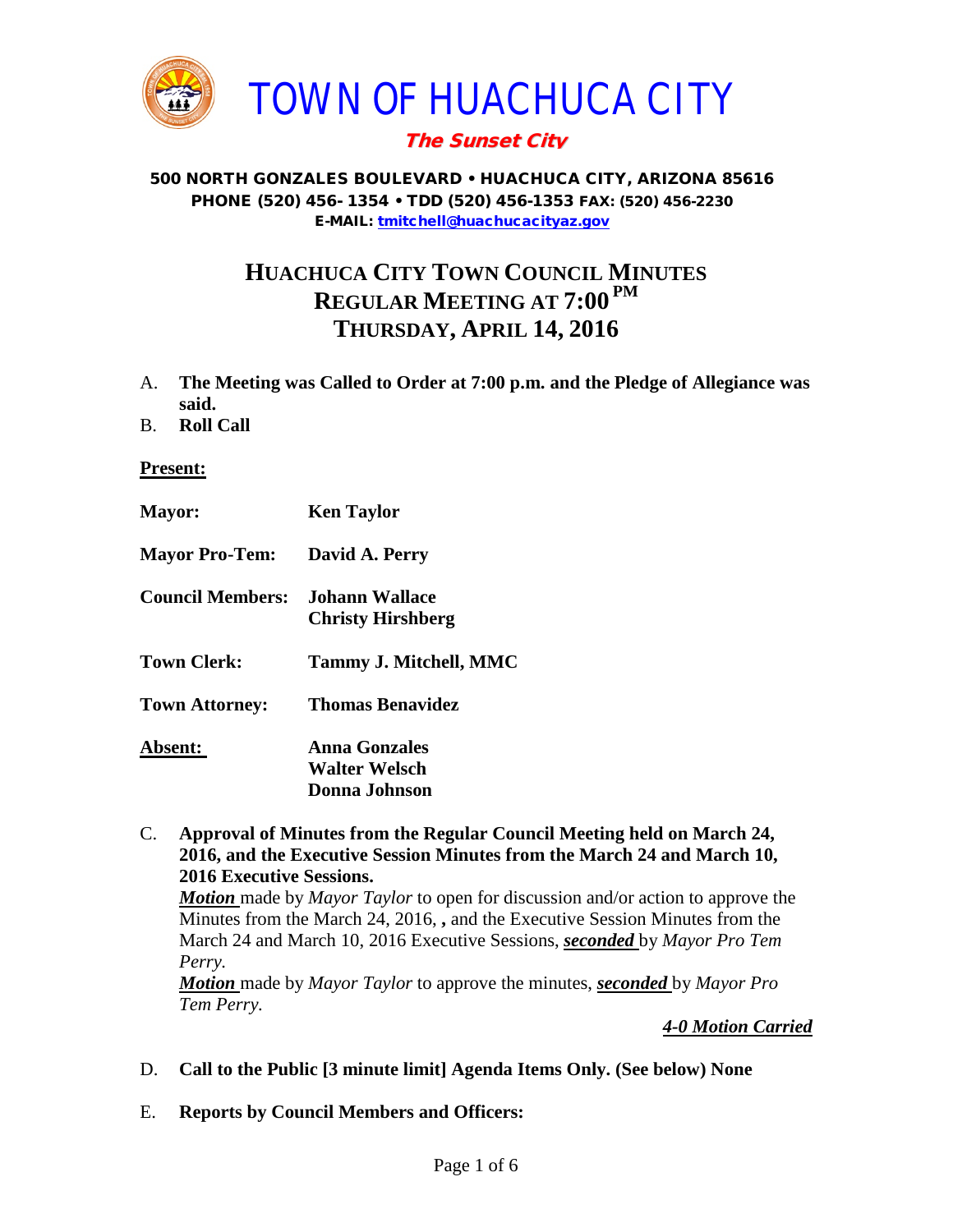# TOWN OF HUACHUCA CITY

***The Sunset City***

**500 NORTH GONZALES BOULEVARD • HUACHUCA CITY, ARIZONA 85616**
**PHONE (520) 456- 1354 • TDD (520) 456-1353 FAX: (520) 456-2230**
**E-MAIL: tmitchell@huachucacityaz.gov**

## HUACHUCA CITY TOWN COUNCIL MINUTES
## REGULAR MEETING AT 7:00 PM
## THURSDAY, APRIL 14, 2016

A. **The Meeting was Called to Order at 7:00 p.m. and the Pledge of Allegiance was said.**

B. **Roll Call**

**Present:**

**Mayor:** **Ken Taylor**

**Mayor Pro-Tem:** **David A. Perry**

**Council Members:** **Johann Wallace**
**Christy Hirshberg**

**Town Clerk:** **Tammy J. Mitchell, MMC**

**Town Attorney:** **Thomas Benavidez**

**Absent:** **Anna Gonzales**
**Walter Welsch**
**Donna Johnson**

C. **Approval of Minutes from the Regular Council Meeting held on March 24, 2016, and the Executive Session Minutes from the March 24 and March 10, 2016 Executive Sessions.**

***Motion*** made by *Mayor Taylor* to open for discussion and/or action to approve the Minutes from the March 24, 2016, **,** and the Executive Session Minutes from the March 24 and March 10, 2016 Executive Sessions, ***seconded*** by *Mayor Pro Tem Perry.*

***Motion*** made by *Mayor Taylor* to approve the minutes, ***seconded*** by *Mayor Pro Tem Perry.*

***4-0 Motion Carried***

D. **Call to the Public [3 minute limit] Agenda Items Only. (See below) None**

E. **Reports by Council Members and Officers:**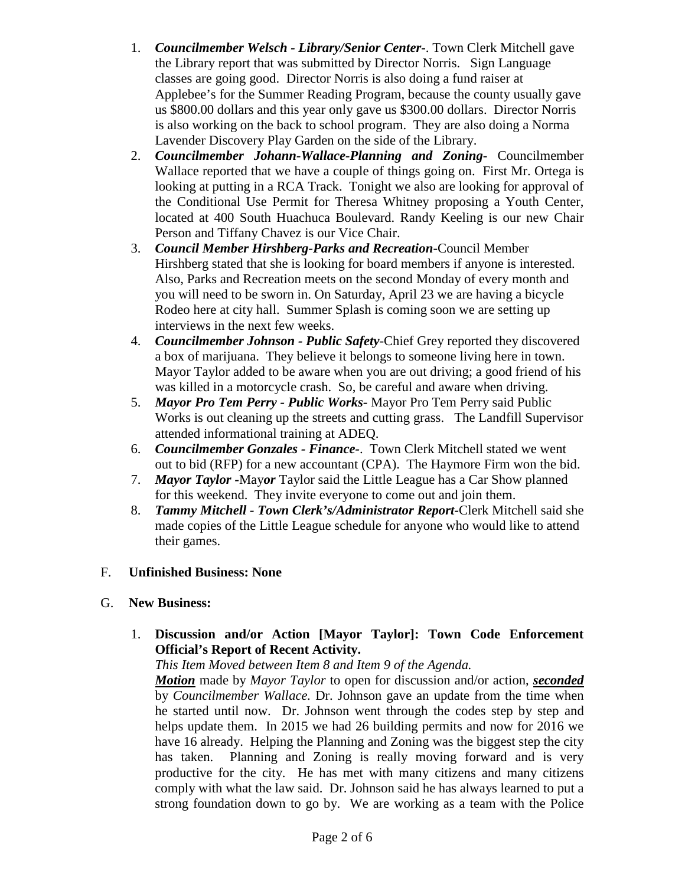1. ***Councilmember Welsch - Library/Senior Center-***. Town Clerk Mitchell gave the Library report that was submitted by Director Norris. Sign Language classes are going good. Director Norris is also doing a fund raiser at Applebee's for the Summer Reading Program, because the county usually gave us $800.00 dollars and this year only gave us $300.00 dollars. Director Norris is also working on the back to school program. They are also doing a Norma Lavender Discovery Play Garden on the side of the Library.
2. ***Councilmember Johann-Wallace-Planning and Zoning-*** Councilmember Wallace reported that we have a couple of things going on. First Mr. Ortega is looking at putting in a RCA Track. Tonight we also are looking for approval of the Conditional Use Permit for Theresa Whitney proposing a Youth Center, located at 400 South Huachuca Boulevard. Randy Keeling is our new Chair Person and Tiffany Chavez is our Vice Chair.
3. ***Council Member Hirshberg-Parks and Recreation-***Council Member Hirshberg stated that she is looking for board members if anyone is interested. Also, Parks and Recreation meets on the second Monday of every month and you will need to be sworn in. On Saturday, April 23 we are having a bicycle Rodeo here at city hall. Summer Splash is coming soon we are setting up interviews in the next few weeks.
4. ***Councilmember Johnson - Public Safety-***Chief Grey reported they discovered a box of marijuana. They believe it belongs to someone living here in town. Mayor Taylor added to be aware when you are out driving; a good friend of his was killed in a motorcycle crash. So, be careful and aware when driving.
5. ***Mayor Pro Tem Perry - Public Works-*** Mayor Pro Tem Perry said Public Works is out cleaning up the streets and cutting grass. The Landfill Supervisor attended informational training at ADEQ.
6. ***Councilmember Gonzales - Finance-***. Town Clerk Mitchell stated we went out to bid (RFP) for a new accountant (CPA). The Haymore Firm won the bid.
7. ***Mayor Taylor -***May***or*** Taylor said the Little League has a Car Show planned for this weekend. They invite everyone to come out and join them.
8. ***Tammy Mitchell - Town Clerk's/Administrator Report-***Clerk Mitchell said she made copies of the Little League schedule for anyone who would like to attend their games.

F. **Unfinished Business: None**

G. **New Business:**

1. **Discussion and/or Action [Mayor Taylor]: Town Code Enforcement Official's Report of Recent Activity.**

   *This Item Moved between Item 8 and Item 9 of the Agenda.*

   ***Motion*** made by *Mayor Taylor* to open for discussion and/or action, ***seconded*** by *Councilmember Wallace.* Dr. Johnson gave an update from the time when he started until now. Dr. Johnson went through the codes step by step and helps update them. In 2015 we had 26 building permits and now for 2016 we have 16 already. Helping the Planning and Zoning was the biggest step the city has taken. Planning and Zoning is really moving forward and is very productive for the city. He has met with many citizens and many citizens comply with what the law said. Dr. Johnson said he has always learned to put a strong foundation down to go by. We are working as a team with the Police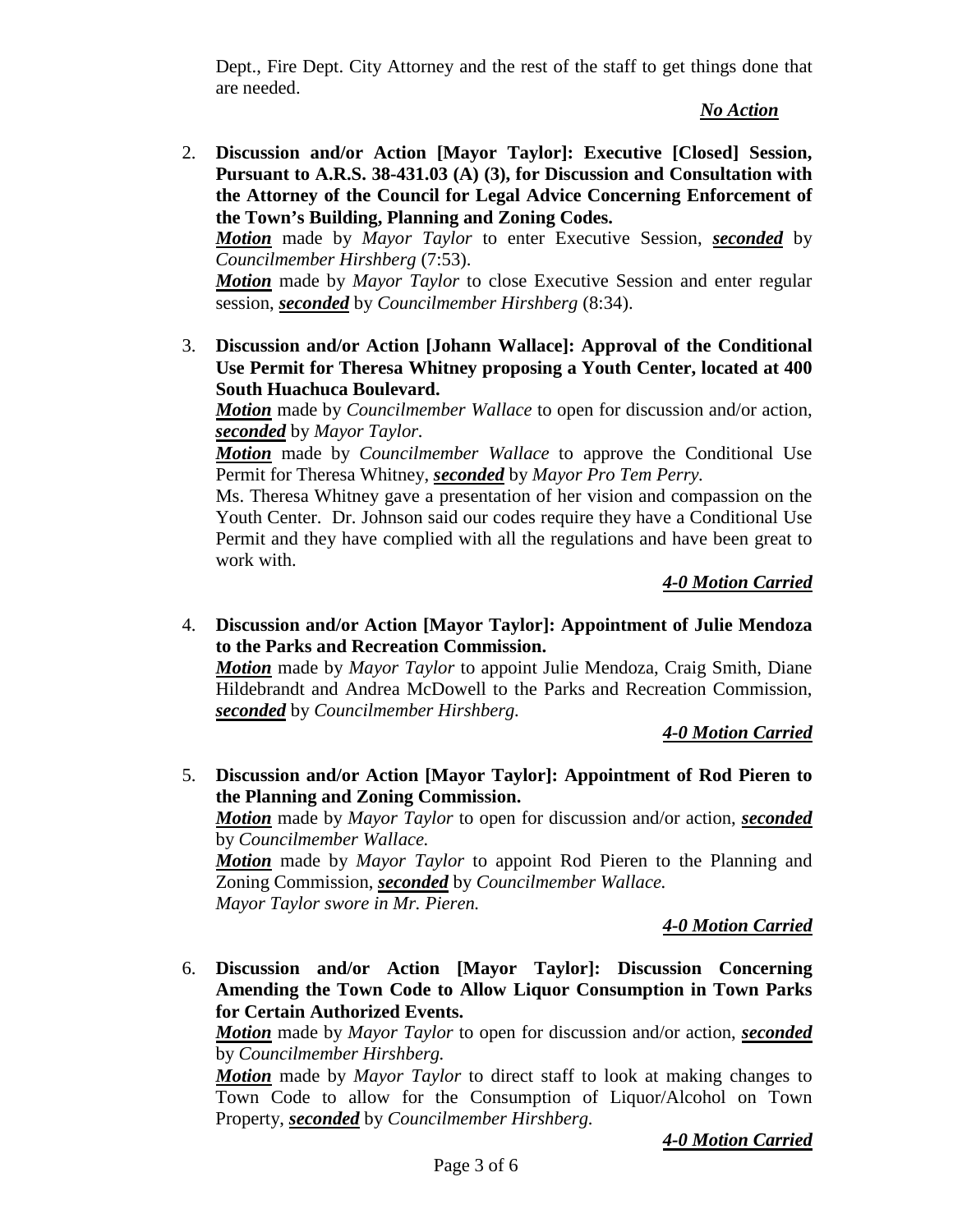Dept., Fire Dept. City Attorney and the rest of the staff to get things done that are needed.

***No Action***

2. **Discussion and/or Action [Mayor Taylor]: Executive [Closed] Session, Pursuant to A.R.S. 38-431.03 (A) (3), for Discussion and Consultation with the Attorney of the Council for Legal Advice Concerning Enforcement of the Town's Building, Planning and Zoning Codes.**
***Motion*** made by *Mayor Taylor* to enter Executive Session, ***seconded*** by *Councilmember Hirshberg* (7:53).
***Motion*** made by *Mayor Taylor* to close Executive Session and enter regular session, ***seconded*** by *Councilmember Hirshberg* (8:34).

3. **Discussion and/or Action [Johann Wallace]: Approval of the Conditional Use Permit for Theresa Whitney proposing a Youth Center, located at 400 South Huachuca Boulevard.**
***Motion*** made by *Councilmember Wallace* to open for discussion and/or action, ***seconded*** by *Mayor Taylor.*
***Motion*** made by *Councilmember Wallace* to approve the Conditional Use Permit for Theresa Whitney, ***seconded*** by *Mayor Pro Tem Perry.*
Ms. Theresa Whitney gave a presentation of her vision and compassion on the Youth Center. Dr. Johnson said our codes require they have a Conditional Use Permit and they have complied with all the regulations and have been great to work with.

***4-0 Motion Carried***

4. **Discussion and/or Action [Mayor Taylor]: Appointment of Julie Mendoza to the Parks and Recreation Commission.**
***Motion*** made by *Mayor Taylor* to appoint Julie Mendoza, Craig Smith, Diane Hildebrandt and Andrea McDowell to the Parks and Recreation Commission, ***seconded*** by *Councilmember Hirshberg.*

***4-0 Motion Carried***

5. **Discussion and/or Action [Mayor Taylor]: Appointment of Rod Pieren to the Planning and Zoning Commission.**
***Motion*** made by *Mayor Taylor* to open for discussion and/or action, ***seconded*** by *Councilmember Wallace.*
***Motion*** made by *Mayor Taylor* to appoint Rod Pieren to the Planning and Zoning Commission, ***seconded*** by *Councilmember Wallace.*
*Mayor Taylor swore in Mr. Pieren.*

***4-0 Motion Carried***

6. **Discussion and/or Action [Mayor Taylor]: Discussion Concerning Amending the Town Code to Allow Liquor Consumption in Town Parks for Certain Authorized Events.**
***Motion*** made by *Mayor Taylor* to open for discussion and/or action, ***seconded*** by *Councilmember Hirshberg.*
***Motion*** made by *Mayor Taylor* to direct staff to look at making changes to Town Code to allow for the Consumption of Liquor/Alcohol on Town Property, ***seconded*** by *Councilmember Hirshberg.*

***4-0 Motion Carried***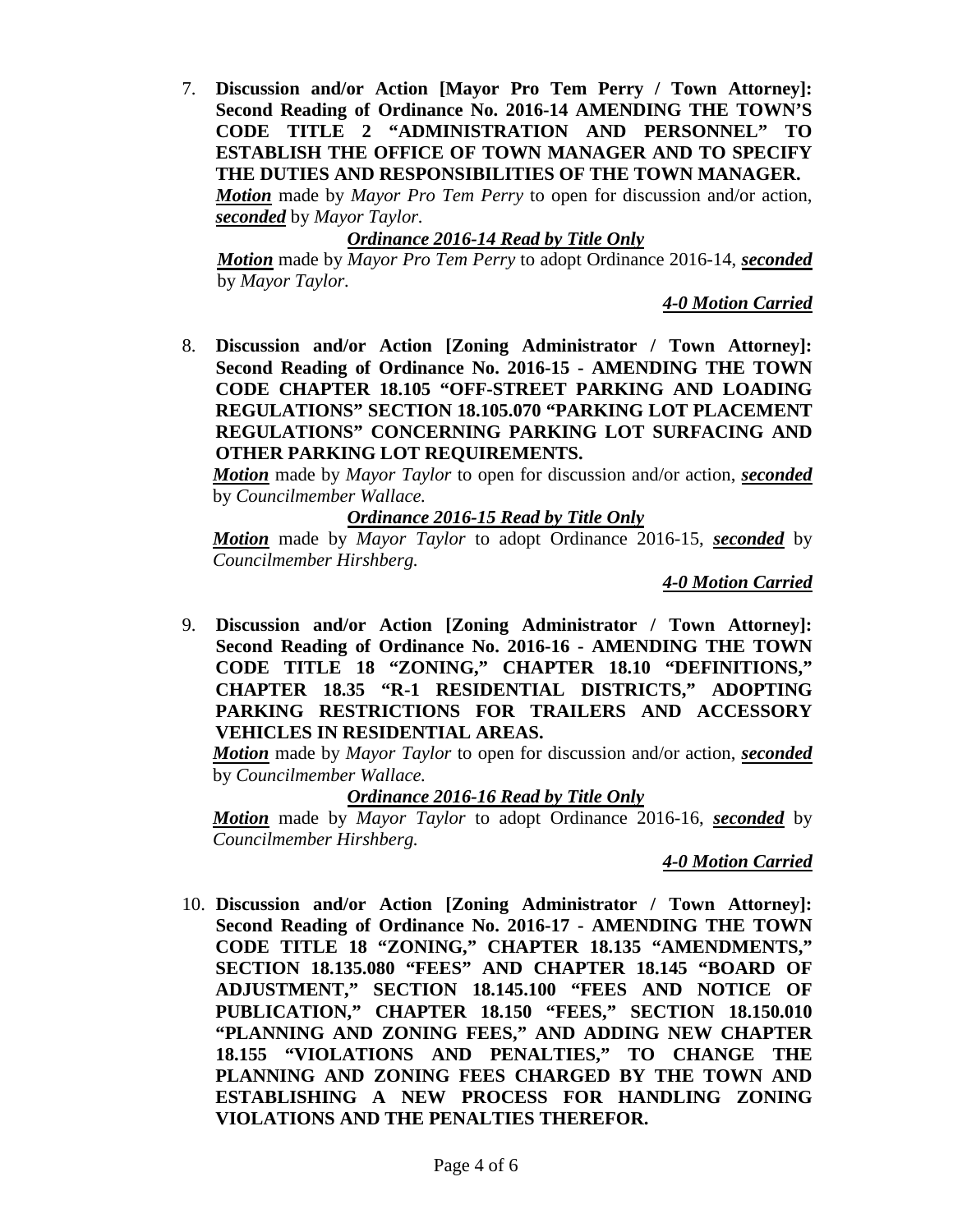7. **Discussion and/or Action [Mayor Pro Tem Perry / Town Attorney]: Second Reading of Ordinance No. 2016-14 AMENDING THE TOWN'S CODE TITLE 2 "ADMINISTRATION AND PERSONNEL" TO ESTABLISH THE OFFICE OF TOWN MANAGER AND TO SPECIFY THE DUTIES AND RESPONSIBILITIES OF THE TOWN MANAGER.**

   ***Motion*** made by *Mayor Pro Tem Perry* to open for discussion and/or action, ***seconded*** by *Mayor Taylor.*

   ***Ordinance 2016-14 Read by Title Only***

   ***Motion*** made by *Mayor Pro Tem Perry* to adopt Ordinance 2016-14, ***seconded*** by *Mayor Taylor.*

   ***4-0 Motion Carried***

8. **Discussion and/or Action [Zoning Administrator / Town Attorney]: Second Reading of Ordinance No. 2016-15 - AMENDING THE TOWN CODE CHAPTER 18.105 "OFF-STREET PARKING AND LOADING REGULATIONS" SECTION 18.105.070 "PARKING LOT PLACEMENT REGULATIONS" CONCERNING PARKING LOT SURFACING AND OTHER PARKING LOT REQUIREMENTS.**

   ***Motion*** made by *Mayor Taylor* to open for discussion and/or action, ***seconded*** by *Councilmember Wallace.*

   ***Ordinance 2016-15 Read by Title Only***

   ***Motion*** made by *Mayor Taylor* to adopt Ordinance 2016-15, ***seconded*** by *Councilmember Hirshberg.*

   ***4-0 Motion Carried***

9. **Discussion and/or Action [Zoning Administrator / Town Attorney]: Second Reading of Ordinance No. 2016-16 - AMENDING THE TOWN CODE TITLE 18 "ZONING," CHAPTER 18.10 "DEFINITIONS," CHAPTER 18.35 "R-1 RESIDENTIAL DISTRICTS," ADOPTING PARKING RESTRICTIONS FOR TRAILERS AND ACCESSORY VEHICLES IN RESIDENTIAL AREAS.**

   ***Motion*** made by *Mayor Taylor* to open for discussion and/or action, ***seconded*** by *Councilmember Wallace.*

   ***Ordinance 2016-16 Read by Title Only***

   ***Motion*** made by *Mayor Taylor* to adopt Ordinance 2016-16, ***seconded*** by *Councilmember Hirshberg.*

   ***4-0 Motion Carried***

10. **Discussion and/or Action [Zoning Administrator / Town Attorney]: Second Reading of Ordinance No. 2016-17 - AMENDING THE TOWN CODE TITLE 18 "ZONING," CHAPTER 18.135 "AMENDMENTS," SECTION 18.135.080 "FEES" AND CHAPTER 18.145 "BOARD OF ADJUSTMENT," SECTION 18.145.100 "FEES AND NOTICE OF PUBLICATION," CHAPTER 18.150 "FEES," SECTION 18.150.010 "PLANNING AND ZONING FEES," AND ADDING NEW CHAPTER 18.155 "VIOLATIONS AND PENALTIES," TO CHANGE THE PLANNING AND ZONING FEES CHARGED BY THE TOWN AND ESTABLISHING A NEW PROCESS FOR HANDLING ZONING VIOLATIONS AND THE PENALTIES THEREFOR.**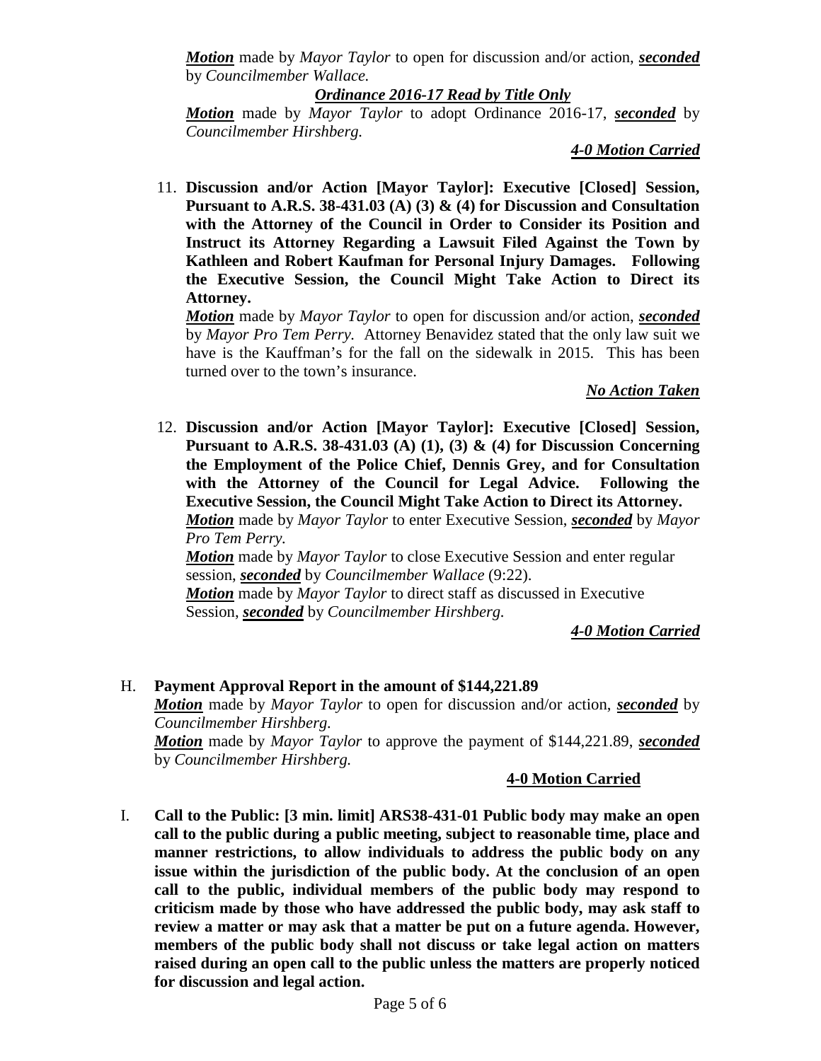***Motion*** made by *Mayor Taylor* to open for discussion and/or action, ***seconded*** by *Councilmember Wallace.*

***Ordinance 2016-17 Read by Title Only***

***Motion*** made by *Mayor Taylor* to adopt Ordinance 2016-17, ***seconded*** by *Councilmember Hirshberg.*

***4-0 Motion Carried***

11. **Discussion and/or Action [Mayor Taylor]: Executive [Closed] Session, Pursuant to A.R.S. 38-431.03 (A) (3) & (4) for Discussion and Consultation with the Attorney of the Council in Order to Consider its Position and Instruct its Attorney Regarding a Lawsuit Filed Against the Town by Kathleen and Robert Kaufman for Personal Injury Damages. Following the Executive Session, the Council Might Take Action to Direct its Attorney.**

    ***Motion*** made by *Mayor Taylor* to open for discussion and/or action, ***seconded*** by *Mayor Pro Tem Perry.* Attorney Benavidez stated that the only law suit we have is the Kauffman's for the fall on the sidewalk in 2015. This has been turned over to the town's insurance.

    ***No Action Taken***

12. **Discussion and/or Action [Mayor Taylor]: Executive [Closed] Session, Pursuant to A.R.S. 38-431.03 (A) (1), (3) & (4) for Discussion Concerning the Employment of the Police Chief, Dennis Grey, and for Consultation with the Attorney of the Council for Legal Advice. Following the Executive Session, the Council Might Take Action to Direct its Attorney.**

    ***Motion*** made by *Mayor Taylor* to enter Executive Session, ***seconded*** by *Mayor Pro Tem Perry.*

    ***Motion*** made by *Mayor Taylor* to close Executive Session and enter regular session, ***seconded*** by *Councilmember Wallace* (9:22).

    ***Motion*** made by *Mayor Taylor* to direct staff as discussed in Executive Session, ***seconded*** by *Councilmember Hirshberg.*

    ***4-0 Motion Carried***

H. **Payment Approval Report in the amount of $144,221.89**

***Motion*** made by *Mayor Taylor* to open for discussion and/or action, ***seconded*** by *Councilmember Hirshberg.*

***Motion*** made by *Mayor Taylor* to approve the payment of $144,221.89, ***seconded*** by *Councilmember Hirshberg.*

**4-0 Motion Carried**

I. **Call to the Public: [3 min. limit] ARS38-431-01 Public body may make an open call to the public during a public meeting, subject to reasonable time, place and manner restrictions, to allow individuals to address the public body on any issue within the jurisdiction of the public body. At the conclusion of an open call to the public, individual members of the public body may respond to criticism made by those who have addressed the public body, may ask staff to review a matter or may ask that a matter be put on a future agenda. However, members of the public body shall not discuss or take legal action on matters raised during an open call to the public unless the matters are properly noticed for discussion and legal action.**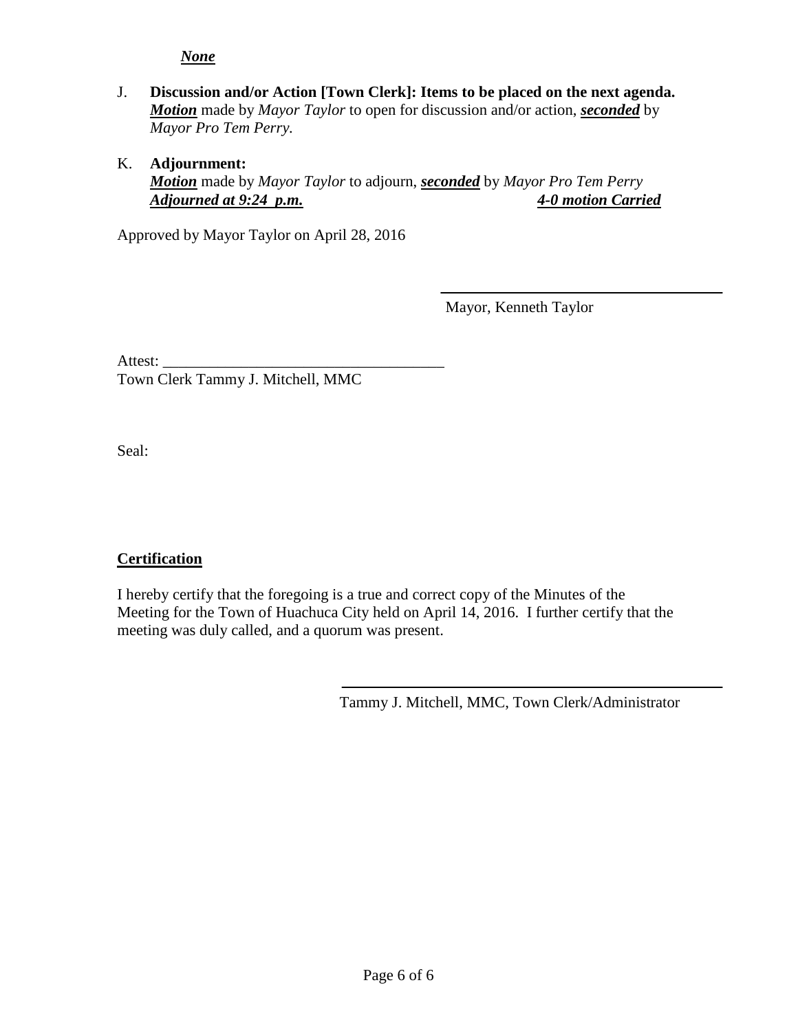***None***

J. **Discussion and/or Action [Town Clerk]: Items to be placed on the next agenda.**
***Motion*** made by *Mayor Taylor* to open for discussion and/or action, ***seconded*** by *Mayor Pro Tem Perry.*

K. **Adjournment:**
***Motion*** made by *Mayor Taylor* to adjourn, ***seconded*** by *Mayor Pro Tem Perry*
***Adjourned at 9:24 p.m.*** ***4-0 motion Carried***

Approved by Mayor Taylor on April 28, 2016

\_\_\_\_\_\_\_\_\_\_\_\_\_\_\_\_\_\_\_\_\_\_\_\_\_\_\_\_\_\_\_\_\_\_\_\_
Mayor, Kenneth Taylor

Attest: \_\_\_\_\_\_\_\_\_\_\_\_\_\_\_\_\_\_\_\_\_\_\_\_\_\_\_\_\_\_\_\_\_\_\_\_
Town Clerk Tammy J. Mitchell, MMC

Seal:

**Certification**

I hereby certify that the foregoing is a true and correct copy of the Minutes of the Meeting for the Town of Huachuca City held on April 14, 2016. I further certify that the meeting was duly called, and a quorum was present.

\_\_\_\_\_\_\_\_\_\_\_\_\_\_\_\_\_\_\_\_\_\_\_\_\_\_\_\_\_\_\_\_\_\_\_\_
Tammy J. Mitchell, MMC, Town Clerk/Administrator